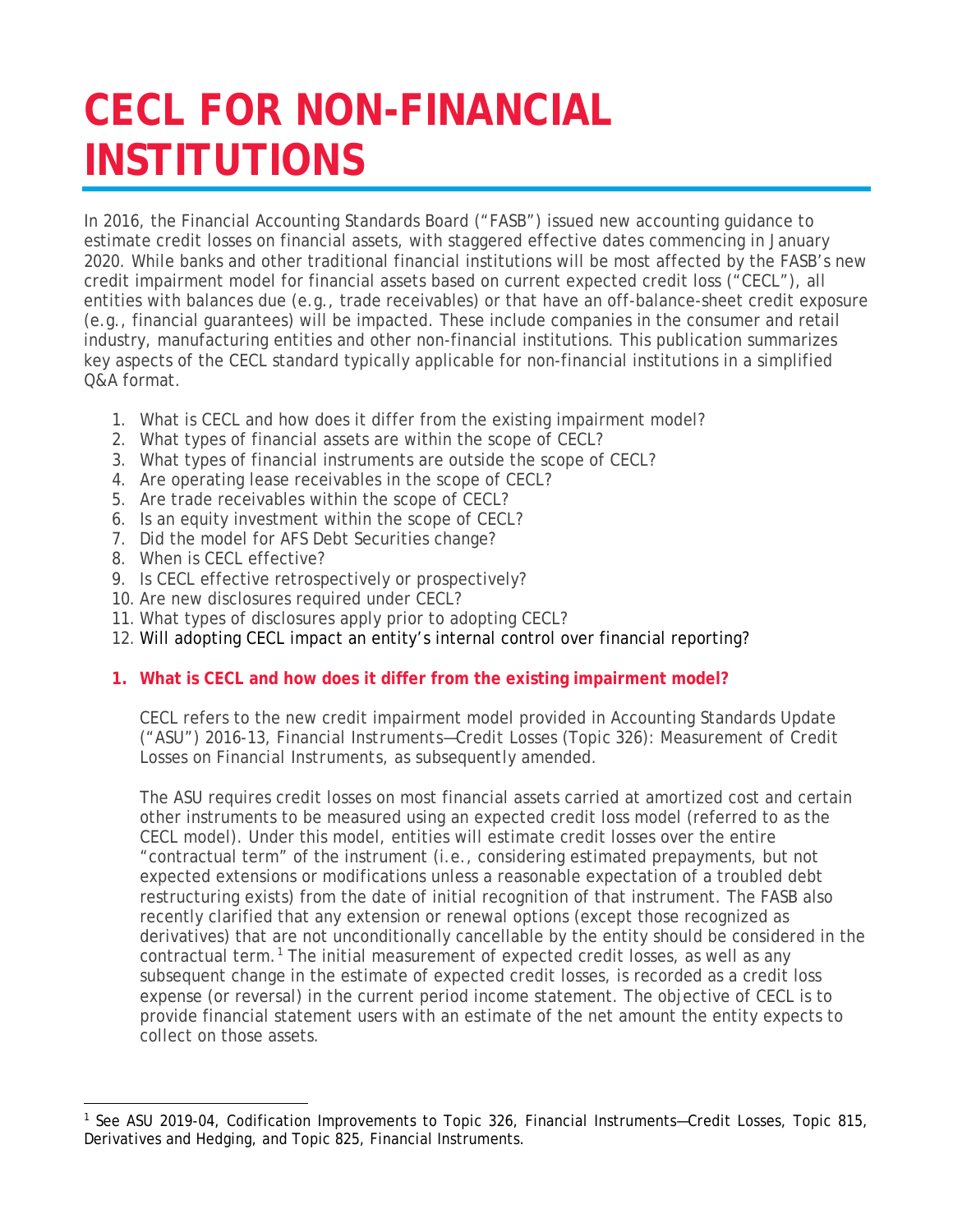# CECL FOR NON-FINANCIAL INSTITUTIONS

In 2016, the Financial Accounting Standards Board ("FASB") issued new accounting guidance to estimate credit losses on financial assets, with staggered effective dates commencing in January 2020. While banks and other traditional financial institutions will be most affected by the FASB's new credit impairment model for financial assets based on current expected credit loss ("CECL"), all entities with balances due (e.g., trade receivables) or that have an off-balance-sheet credit exposure (e.g., financial guarantees) will be impacted. These include companies in the consumer and retail industry, manufacturing entities and other non-financial institutions. This publication summarizes key aspects of the CECL standard typically applicable for non-financial institutions in a simplified Q&A format.

1. What is CECL and how does it differ from the existing impairment model?
2. What types of financial assets are within the scope of CECL?
3. What types of financial instruments are outside the scope of CECL?
4. Are operating lease receivables in the scope of CECL?
5. Are trade receivables within the scope of CECL?
6. Is an equity investment within the scope of CECL?
7. Did the model for AFS Debt Securities change?
8. When is CECL effective?
9. Is CECL effective retrospectively or prospectively?
10. Are new disclosures required under CECL?
11. What types of disclosures apply prior to adopting CECL?
12. Will adopting CECL impact an entity's internal control over financial reporting?

## 1. What is CECL and how does it differ from the existing impairment model?

CECL refers to the new credit impairment model provided in Accounting Standards Update ("ASU") 2016-13, *Financial Instruments—Credit Losses (Topic 326): Measurement of Credit Losses on Financial Instruments*, as subsequently amended.

The ASU requires credit losses on most financial assets carried at amortized cost and certain other instruments to be measured using an expected credit loss model (referred to as the CECL model). Under this model, entities will estimate credit losses over the entire "contractual term" of the instrument (i.e., considering estimated prepayments, but not expected extensions or modifications unless a reasonable expectation of a troubled debt restructuring exists) from the date of initial recognition of that instrument. The FASB also recently clarified that any extension or renewal options (except those recognized as derivatives) that are not unconditionally cancellable by the entity should be considered in the contractual term.[1] The initial measurement of expected credit losses, as well as any subsequent change in the estimate of expected credit losses, is recorded as a credit loss expense (or reversal) in the current period income statement. The objective of CECL is to provide financial statement users with an estimate of the net amount the entity expects to collect on those assets.

---

[1] See ASU 2019-04, *Codification Improvements to Topic 326, Financial Instruments—Credit Losses, Topic 815, Derivatives and Hedging, and Topic 825, Financial Instruments*.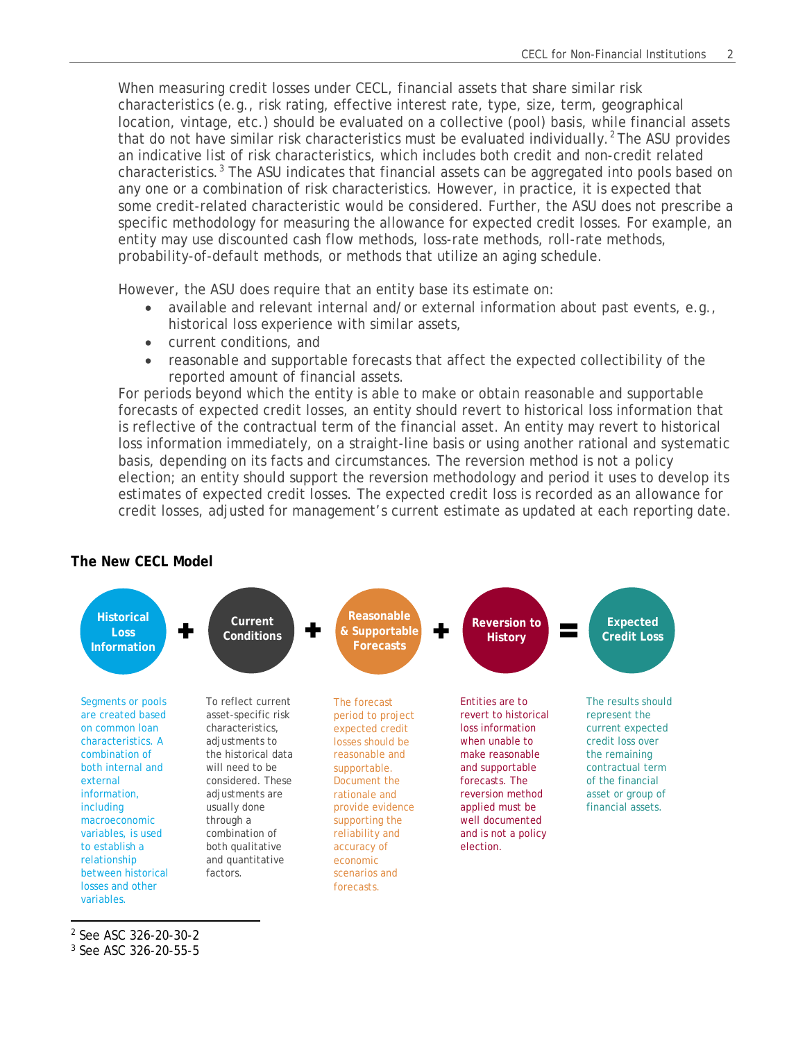When measuring credit losses under CECL, financial assets that share similar risk characteristics (e.g., risk rating, effective interest rate, type, size, term, geographical location, vintage, etc.) should be evaluated on a collective (pool) basis, while financial assets that do not have similar risk characteristics must be evaluated individually.[2] The ASU provides an indicative list of risk characteristics, which includes both credit and non-credit related characteristics.[3] The ASU indicates that financial assets can be aggregated into pools based on any one or a combination of risk characteristics. However, in practice, it is expected that some credit-related characteristic would be considered. Further, the ASU does not prescribe a specific methodology for measuring the allowance for expected credit losses. For example, an entity may use discounted cash flow methods, loss-rate methods, roll-rate methods, probability-of-default methods, or methods that utilize an aging schedule.

However, the ASU does require that an entity base its estimate on:

- available and relevant internal and/or external information about past events, e.g., historical loss experience with similar assets,
- current conditions, and
- reasonable and supportable forecasts that affect the expected collectibility of the reported amount of financial assets.

For periods beyond which the entity is able to make or obtain reasonable and supportable forecasts of expected credit losses, an entity should revert to historical loss information that is reflective of the contractual term of the financial asset. An entity may revert to historical loss information immediately, on a straight-line basis or using another rational and systematic basis, depending on its facts and circumstances. The reversion method is not a policy election; an entity should support the reversion methodology and period it uses to develop its estimates of expected credit losses. The expected credit loss is recorded as an allowance for credit losses, adjusted for management's current estimate as updated at each reporting date.

**The New CECL Model**

| Historical Loss Information | + | Current Conditions | + | Reasonable & Supportable Forecasts | + | Reversion to History | = | Expected Credit Loss |
|---|---|---|---|---|---|---|---|---|
| Segments or pools are created based on common loan characteristics. A combination of both internal and external information, including macroeconomic variables, is used to establish a relationship between historical losses and other variables. | | To reflect current asset-specific risk characteristics, adjustments to the historical data will need to be considered. These adjustments are usually done through a combination of both qualitative and quantitative factors. | | The forecast period to project expected credit losses should be reasonable and supportable. Document the rationale and provide evidence supporting the reliability and accuracy of economic scenarios and forecasts. | | Entities are to revert to historical loss information when unable to make reasonable and supportable forecasts. The reversion method applied must be well documented and is not a policy election. | | The results should represent the current expected credit loss over the remaining contractual term of the financial asset or group of financial assets. |

[2] See ASC 326-20-30-2

[3] See ASC 326-20-55-5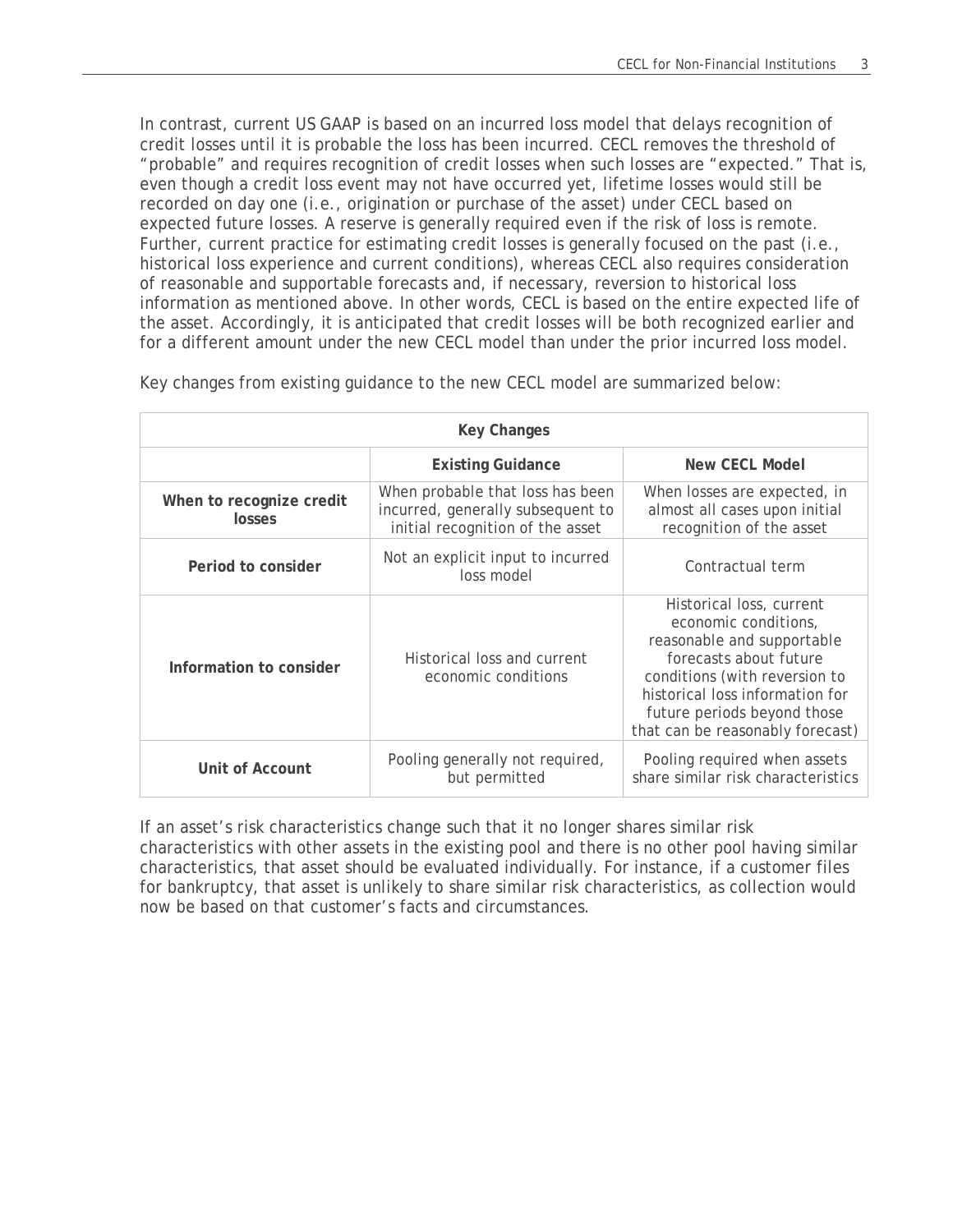In contrast, current US GAAP is based on an incurred loss model that delays recognition of credit losses until it is probable the loss has been incurred. CECL removes the threshold of "probable" and requires recognition of credit losses when such losses are "expected." That is, even though a credit loss event may not have occurred yet, lifetime losses would still be recorded on day one (i.e., origination or purchase of the asset) under CECL based on expected future losses. A reserve is generally required even if the risk of loss is remote. Further, current practice for estimating credit losses is generally focused on the past (i.e., historical loss experience and current conditions), whereas CECL also requires consideration of reasonable and supportable forecasts and, if necessary, reversion to historical loss information as mentioned above. In other words, CECL is based on the entire expected life of the asset. Accordingly, it is anticipated that credit losses will be both recognized earlier and for a different amount under the new CECL model than under the prior incurred loss model.

Key changes from existing guidance to the new CECL model are summarized below:

| Key Changes | | |
|---|---|---|
| | **Existing Guidance** | **New CECL Model** |
| **When to recognize credit losses** | When probable that loss has been incurred, generally subsequent to initial recognition of the asset | When losses are expected, in almost all cases upon initial recognition of the asset |
| **Period to consider** | Not an explicit input to incurred loss model | Contractual term |
| **Information to consider** | Historical loss and current economic conditions | Historical loss, current economic conditions, reasonable and supportable forecasts about future conditions (with reversion to historical loss information for future periods beyond those that can be reasonably forecast) |
| **Unit of Account** | Pooling generally not required, but permitted | Pooling required when assets share similar risk characteristics |

If an asset's risk characteristics change such that it no longer shares similar risk characteristics with other assets in the existing pool and there is no other pool having similar characteristics, that asset should be evaluated individually. For instance, if a customer files for bankruptcy, that asset is unlikely to share similar risk characteristics, as collection would now be based on that customer's facts and circumstances.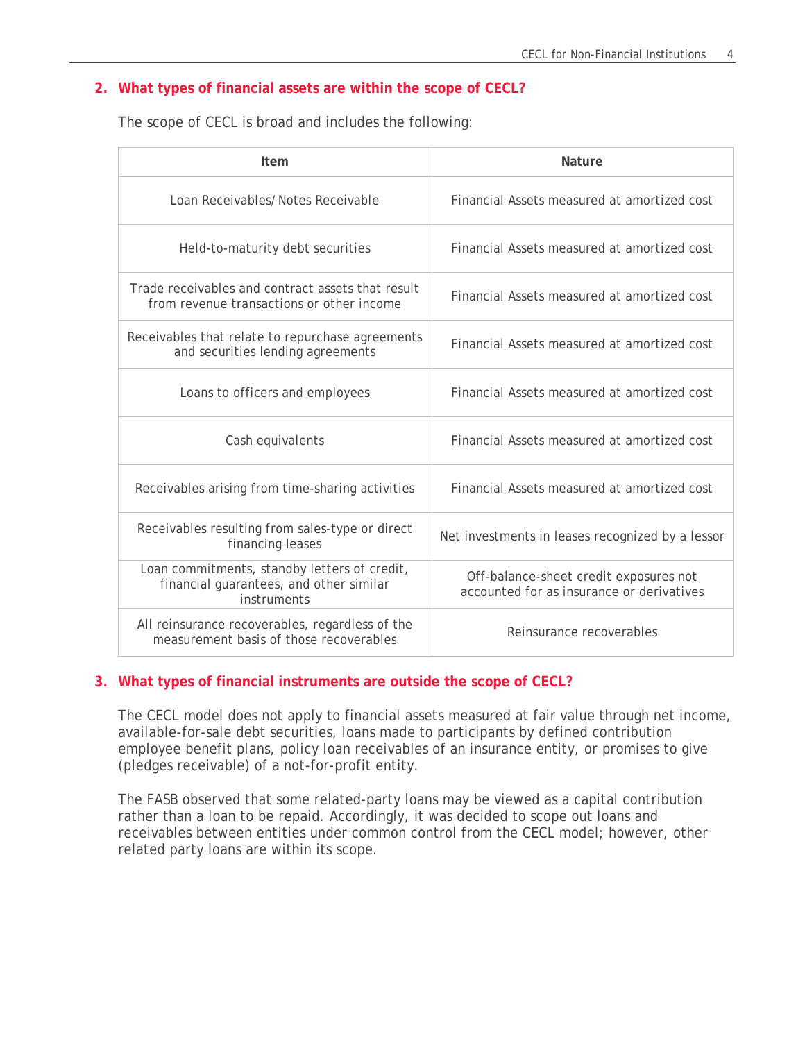## 2. What types of financial assets are within the scope of CECL?

The scope of CECL is broad and includes the following:

| Item | Nature |
|---|---|
| Loan Receivables/Notes Receivable | Financial Assets measured at amortized cost |
| Held-to-maturity debt securities | Financial Assets measured at amortized cost |
| Trade receivables and contract assets that result from revenue transactions or other income | Financial Assets measured at amortized cost |
| Receivables that relate to repurchase agreements and securities lending agreements | Financial Assets measured at amortized cost |
| Loans to officers and employees | Financial Assets measured at amortized cost |
| Cash equivalents | Financial Assets measured at amortized cost |
| Receivables arising from time-sharing activities | Financial Assets measured at amortized cost |
| Receivables resulting from sales-type or direct financing leases | Net investments in leases recognized by a lessor |
| Loan commitments, standby letters of credit, financial guarantees, and other similar instruments | Off-balance-sheet credit exposures not accounted for as insurance or derivatives |
| All reinsurance recoverables, regardless of the measurement basis of those recoverables | Reinsurance recoverables |

## 3. What types of financial instruments are outside the scope of CECL?

The CECL model does not apply to financial assets measured at fair value through net income, available-for-sale debt securities, loans made to participants by defined contribution employee benefit plans, policy loan receivables of an insurance entity, or promises to give (pledges receivable) of a not-for-profit entity.

The FASB observed that some related-party loans may be viewed as a capital contribution rather than a loan to be repaid. Accordingly, it was decided to scope out loans and receivables between entities under common control from the CECL model; however, other related party loans are within its scope.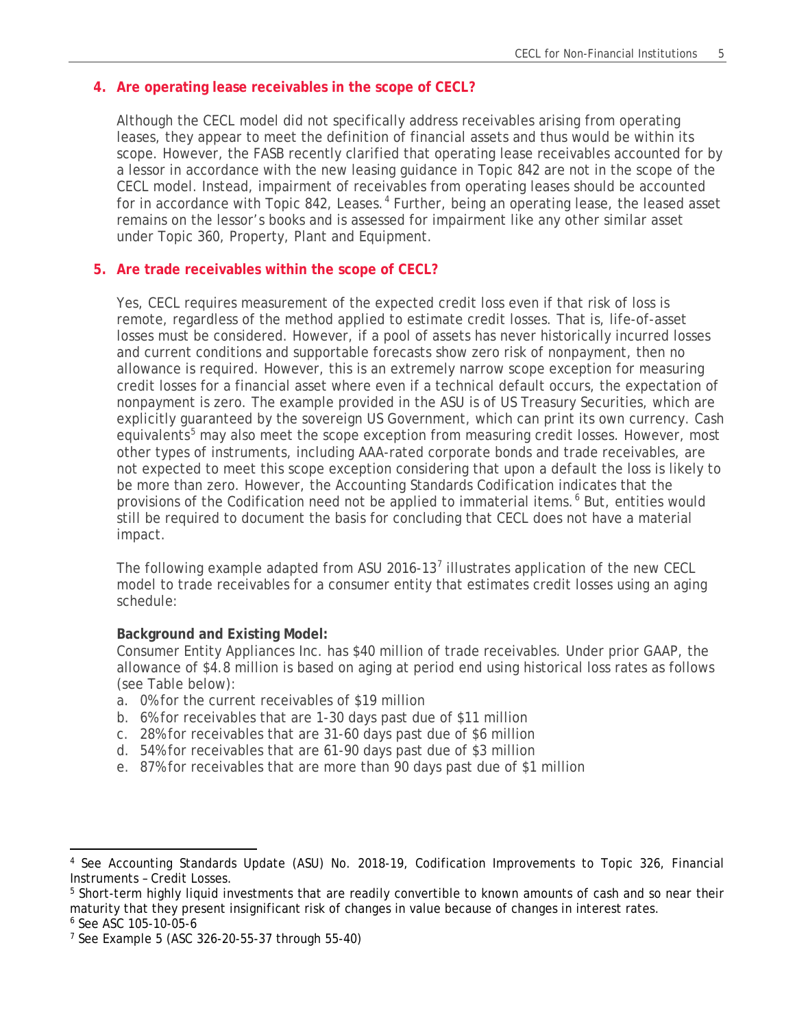## 4. Are operating lease receivables in the scope of CECL?

Although the CECL model did not specifically address receivables arising from operating leases, they appear to meet the definition of financial assets and thus would be within its scope. However, the FASB recently clarified that operating lease receivables accounted for by a lessor in accordance with the new leasing guidance in Topic 842 are not in the scope of the CECL model. Instead, impairment of receivables from operating leases should be accounted for in accordance with Topic 842, Leases.[4] Further, being an operating lease, the leased asset remains on the lessor's books and is assessed for impairment like any other similar asset under Topic 360, Property, Plant and Equipment.

## 5. Are trade receivables within the scope of CECL?

Yes, CECL requires measurement of the expected credit loss even if that risk of loss is remote, regardless of the method applied to estimate credit losses. That is, life-of-asset losses must be considered. However, if a pool of assets has never historically incurred losses and current conditions and supportable forecasts show zero risk of nonpayment, then no allowance is required. However, this is an extremely narrow scope exception for measuring credit losses for a financial asset where even if a technical default occurs, the expectation of nonpayment is zero. The example provided in the ASU is of US Treasury Securities, which are explicitly guaranteed by the sovereign US Government, which can print its own currency. Cash equivalents[5] may also meet the scope exception from measuring credit losses. However, most other types of instruments, including AAA-rated corporate bonds and trade receivables, are not expected to meet this scope exception considering that upon a default the loss is likely to be more than zero. However, the Accounting Standards Codification indicates that the provisions of the Codification need not be applied to immaterial items.[6] But, entities would still be required to document the basis for concluding that CECL does not have a material impact.

The following example adapted from ASU 2016-13[7] illustrates application of the new CECL model to trade receivables for a consumer entity that estimates credit losses using an aging schedule:

**Background and Existing Model:**
Consumer Entity Appliances Inc. has $40 million of trade receivables. Under prior GAAP, the allowance of $4.8 million is based on aging at period end using historical loss rates as follows (see Table below):

a. 0% for the current receivables of $19 million
b. 6% for receivables that are 1-30 days past due of $11 million
c. 28% for receivables that are 31-60 days past due of $6 million
d. 54% for receivables that are 61-90 days past due of $3 million
e. 87% for receivables that are more than 90 days past due of $1 million

---

[4] See Accounting Standards Update (ASU) No. 2018-19, Codification Improvements to Topic 326, Financial Instruments – Credit Losses.

[5] Short-term highly liquid investments that are readily convertible to known amounts of cash and so near their maturity that they present insignificant risk of changes in value because of changes in interest rates.

[6] See ASC 105-10-05-6

[7] See Example 5 (ASC 326-20-55-37 through 55-40)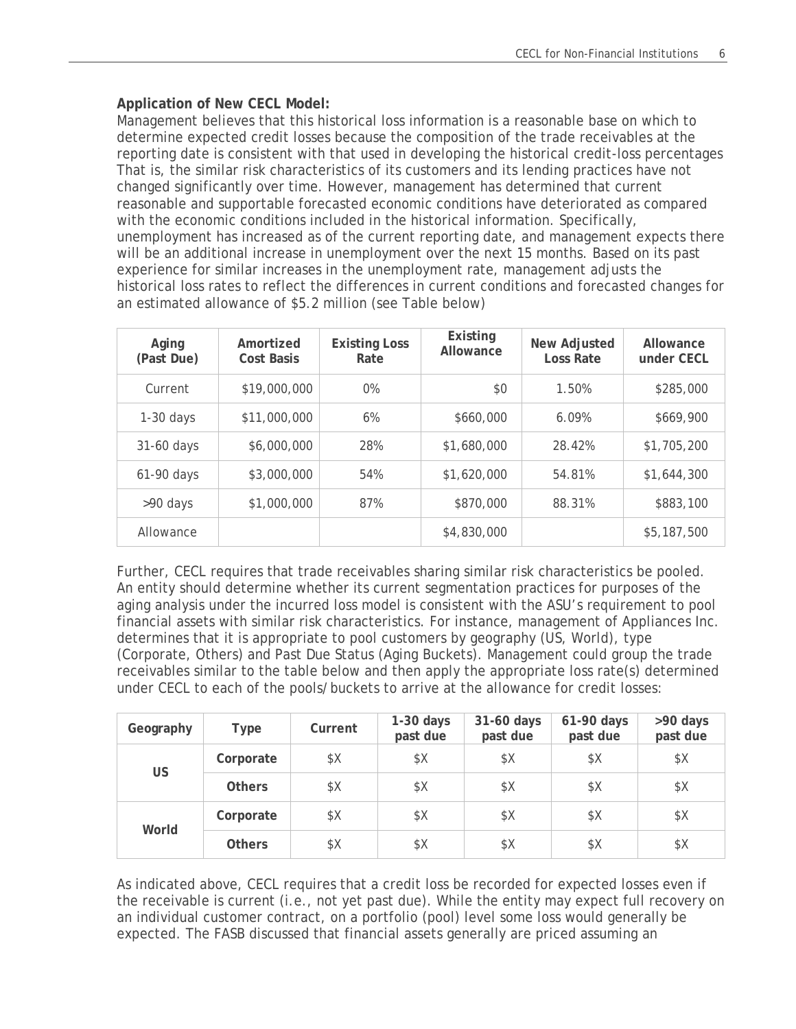**Application of New CECL Model:**

Management believes that this historical loss information is a reasonable base on which to determine expected credit losses because the composition of the trade receivables at the reporting date is consistent with that used in developing the historical credit-loss percentages That is, the similar risk characteristics of its customers and its lending practices have not changed significantly over time. However, management has determined that current reasonable and supportable forecasted economic conditions have deteriorated as compared with the economic conditions included in the historical information. Specifically, unemployment has increased as of the current reporting date, and management expects there will be an additional increase in unemployment over the next 15 months. Based on its past experience for similar increases in the unemployment rate, management adjusts the historical loss rates to reflect the differences in current conditions and forecasted changes for an estimated allowance of $5.2 million (see Table below)

| Aging (Past Due) | Amortized Cost Basis | Existing Loss Rate | Existing Allowance | New Adjusted Loss Rate | Allowance under CECL |
|---|---|---|---|---|---|
| Current | $19,000,000 | 0% | $0 | 1.50% | $285,000 |
| 1-30 days | $11,000,000 | 6% | $660,000 | 6.09% | $669,900 |
| 31-60 days | $6,000,000 | 28% | $1,680,000 | 28.42% | $1,705,200 |
| 61-90 days | $3,000,000 | 54% | $1,620,000 | 54.81% | $1,644,300 |
| >90 days | $1,000,000 | 87% | $870,000 | 88.31% | $883,100 |
| Allowance | | | $4,830,000 | | $5,187,500 |

Further, CECL requires that trade receivables sharing similar risk characteristics be pooled. An entity should determine whether its current segmentation practices for purposes of the aging analysis under the incurred loss model is consistent with the ASU's requirement to pool financial assets with similar risk characteristics. For instance, management of Appliances Inc. determines that it is appropriate to pool customers by geography (US, World), type (Corporate, Others) and Past Due Status (Aging Buckets). Management could group the trade receivables similar to the table below and then apply the appropriate loss rate(s) determined under CECL to each of the pools/buckets to arrive at the allowance for credit losses:

| Geography | Type | Current | 1-30 days past due | 31-60 days past due | 61-90 days past due | >90 days past due |
|---|---|---|---|---|---|---|
| US | Corporate | $X | $X | $X | $X | $X |
| | Others | $X | $X | $X | $X | $X |
| World | Corporate | $X | $X | $X | $X | $X |
| | Others | $X | $X | $X | $X | $X |

As indicated above, CECL requires that a credit loss be recorded for expected losses even if the receivable is current (i.e., not yet past due). While the entity may expect full recovery on an individual customer contract, on a portfolio (pool) level some loss would generally be expected. The FASB discussed that financial assets generally are priced assuming an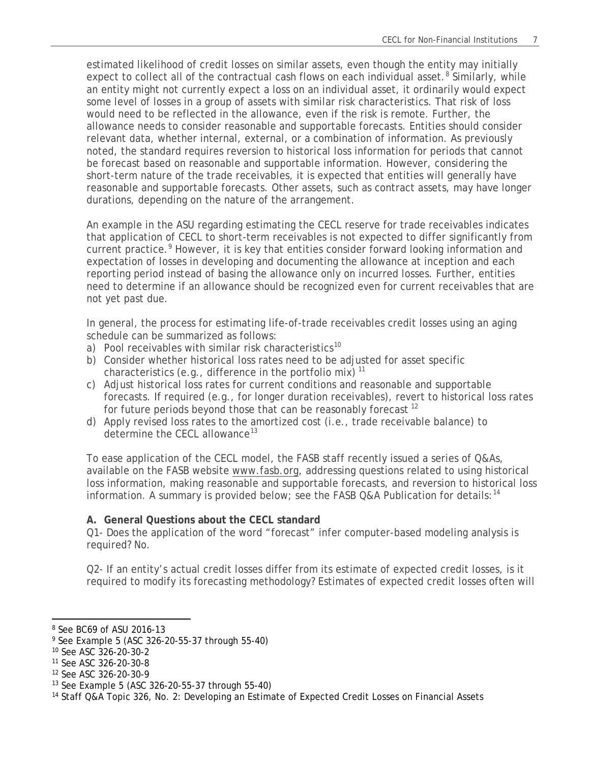estimated likelihood of credit losses on similar assets, even though the entity may initially expect to collect all of the contractual cash flows on each individual asset.[8] Similarly, while an entity might not currently expect a loss on an individual asset, it ordinarily would expect some level of losses in a group of assets with similar risk characteristics. That risk of loss would need to be reflected in the allowance, even if the risk is remote. Further, the allowance needs to consider reasonable and supportable forecasts. Entities should consider relevant data, whether internal, external, or a combination of information. As previously noted, the standard requires reversion to historical loss information for periods that cannot be forecast based on reasonable and supportable information. However, considering the short-term nature of the trade receivables, it is expected that entities will generally have reasonable and supportable forecasts. Other assets, such as contract assets, may have longer durations, depending on the nature of the arrangement.

An example in the ASU regarding estimating the CECL reserve for trade receivables indicates that application of CECL to short-term receivables is not expected to differ significantly from current practice.[9] However, it is key that entities consider forward looking information and expectation of losses in developing and documenting the allowance at inception and each reporting period instead of basing the allowance only on incurred losses. Further, entities need to determine if an allowance should be recognized even for current receivables that are not yet past due.

In general, the process for estimating life-of-trade receivables credit losses using an aging schedule can be summarized as follows:

a) Pool receivables with similar risk characteristics[10]
b) Consider whether historical loss rates need to be adjusted for asset specific characteristics (e.g., difference in the portfolio mix)[11]
c) Adjust historical loss rates for current conditions and reasonable and supportable forecasts. If required (e.g., for longer duration receivables), revert to historical loss rates for future periods beyond those that can be reasonably forecast[12]
d) Apply revised loss rates to the amortized cost (i.e., trade receivable balance) to determine the CECL allowance[13]

To ease application of the CECL model, the FASB staff recently issued a series of Q&As, available on the FASB website www.fasb.org, addressing questions related to using historical loss information, making reasonable and supportable forecasts, and reversion to historical loss information. A summary is provided below; see the FASB Q&A Publication for details:[14]

**A. General Questions about the CECL standard**

Q1- Does the application of the word "forecast" infer computer-based modeling analysis is required? No.

Q2- If an entity's actual credit losses differ from its estimate of expected credit losses, is it required to modify its forecasting methodology? Estimates of expected credit losses often will

---

[8] See BC69 of ASU 2016-13

[9] See Example 5 (ASC 326-20-55-37 through 55-40)

[10] See ASC 326-20-30-2

[11] See ASC 326-20-30-8

[12] See ASC 326-20-30-9

[13] See Example 5 (ASC 326-20-55-37 through 55-40)

[14] Staff Q&A Topic 326, No. 2: Developing an Estimate of Expected Credit Losses on Financial Assets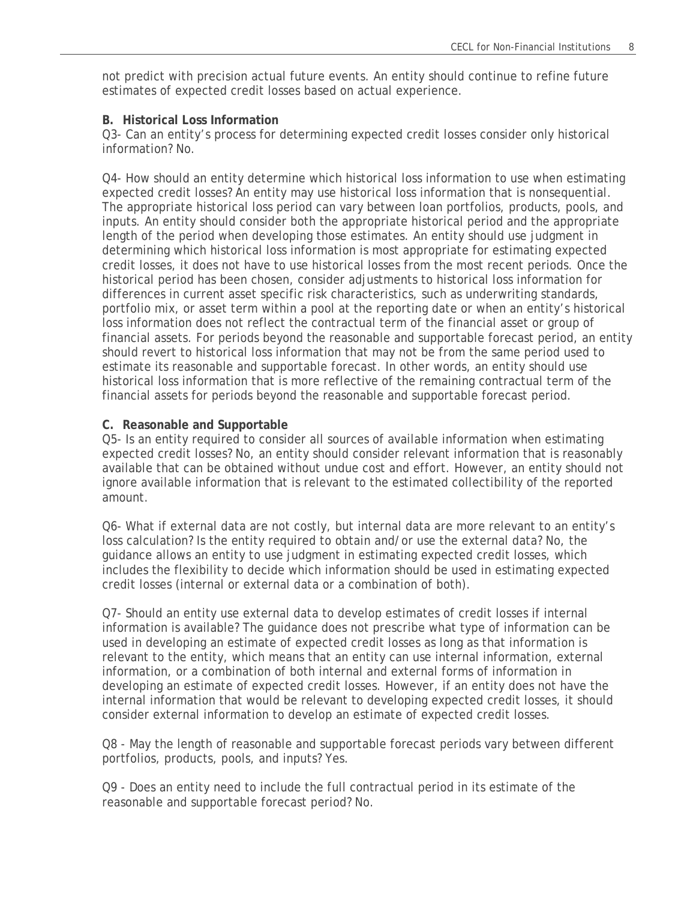not predict with precision actual future events. An entity should continue to refine future estimates of expected credit losses based on actual experience.

**B. Historical Loss Information**

Q3- Can an entity's process for determining expected credit losses consider only historical information? No.

Q4- How should an entity determine which historical loss information to use when estimating expected credit losses? An entity may use historical loss information that is nonsequential. The appropriate historical loss period can vary between loan portfolios, products, pools, and inputs. An entity should consider both the appropriate historical period and the appropriate length of the period when developing those estimates. An entity should use judgment in determining which historical loss information is most appropriate for estimating expected credit losses, it does not have to use historical losses from the most recent periods. Once the historical period has been chosen, consider adjustments to historical loss information for differences in current asset specific risk characteristics, such as underwriting standards, portfolio mix, or asset term within a pool at the reporting date or when an entity's historical loss information does not reflect the contractual term of the financial asset or group of financial assets. For periods beyond the reasonable and supportable forecast period, an entity should revert to historical loss information that may not be from the same period used to estimate its reasonable and supportable forecast. In other words, an entity should use historical loss information that is more reflective of the remaining contractual term of the financial assets for periods beyond the reasonable and supportable forecast period.

**C. Reasonable and Supportable**

Q5- Is an entity required to consider all sources of available information when estimating expected credit losses? No, an entity should consider relevant information that is reasonably available that can be obtained without undue cost and effort. However, an entity should not ignore available information that is relevant to the estimated collectibility of the reported amount.

Q6- What if external data are not costly, but internal data are more relevant to an entity's loss calculation? Is the entity required to obtain and/or use the external data? No, the guidance allows an entity to use judgment in estimating expected credit losses, which includes the flexibility to decide which information should be used in estimating expected credit losses (internal or external data or a combination of both).

Q7- Should an entity use external data to develop estimates of credit losses if internal information is available? The guidance does not prescribe what type of information can be used in developing an estimate of expected credit losses as long as that information is relevant to the entity, which means that an entity can use internal information, external information, or a combination of both internal and external forms of information in developing an estimate of expected credit losses. However, if an entity does not have the internal information that would be relevant to developing expected credit losses, it should consider external information to develop an estimate of expected credit losses.

Q8 - May the length of reasonable and supportable forecast periods vary between different portfolios, products, pools, and inputs? Yes.

Q9 - Does an entity need to include the full contractual period in its estimate of the reasonable and supportable forecast period? No.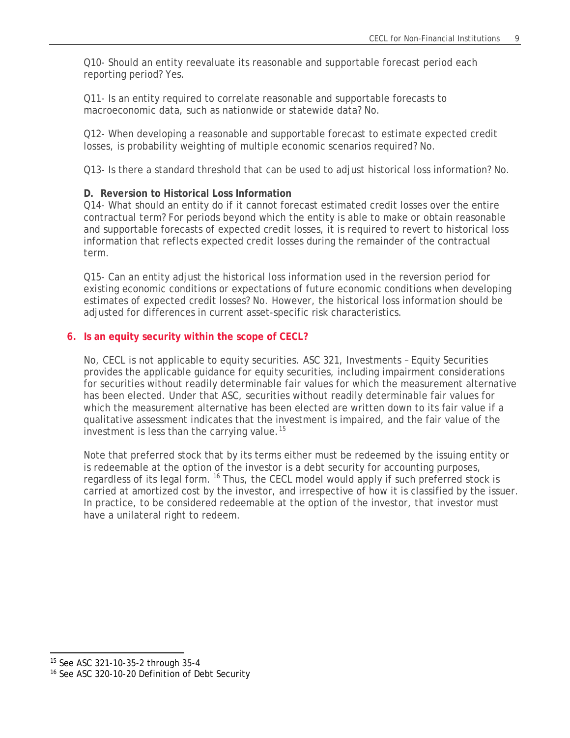Q10- Should an entity reevaluate its reasonable and supportable forecast period each reporting period? Yes.

Q11- Is an entity required to correlate reasonable and supportable forecasts to macroeconomic data, such as nationwide or statewide data? No.

Q12- When developing a reasonable and supportable forecast to estimate expected credit losses, is probability weighting of multiple economic scenarios required? No.

Q13- Is there a standard threshold that can be used to adjust historical loss information? No.

**D. Reversion to Historical Loss Information**

Q14- What should an entity do if it cannot forecast estimated credit losses over the entire contractual term? For periods beyond which the entity is able to make or obtain reasonable and supportable forecasts of expected credit losses, it is required to revert to historical loss information that reflects expected credit losses during the remainder of the contractual term.

Q15- Can an entity adjust the historical loss information used in the reversion period for existing economic conditions or expectations of future economic conditions when developing estimates of expected credit losses? No. However, the historical loss information should be adjusted for differences in current asset-specific risk characteristics.

## 6. Is an equity security within the scope of CECL?

No, CECL is not applicable to equity securities. ASC 321, Investments – Equity Securities provides the applicable guidance for equity securities, including impairment considerations for securities without readily determinable fair values for which the measurement alternative has been elected. Under that ASC, securities without readily determinable fair values for which the measurement alternative has been elected are written down to its fair value if a qualitative assessment indicates that the investment is impaired, and the fair value of the investment is less than the carrying value.[15]

Note that preferred stock that by its terms either must be redeemed by the issuing entity or is redeemable at the option of the investor is a debt security for accounting purposes, regardless of its legal form.[16] Thus, the CECL model would apply if such preferred stock is carried at amortized cost by the investor, and irrespective of how it is classified by the issuer. In practice, to be considered redeemable at the option of the investor, that investor must have a unilateral right to redeem.

[15] See ASC 321-10-35-2 through 35-4

[16] See ASC 320-10-20 Definition of Debt Security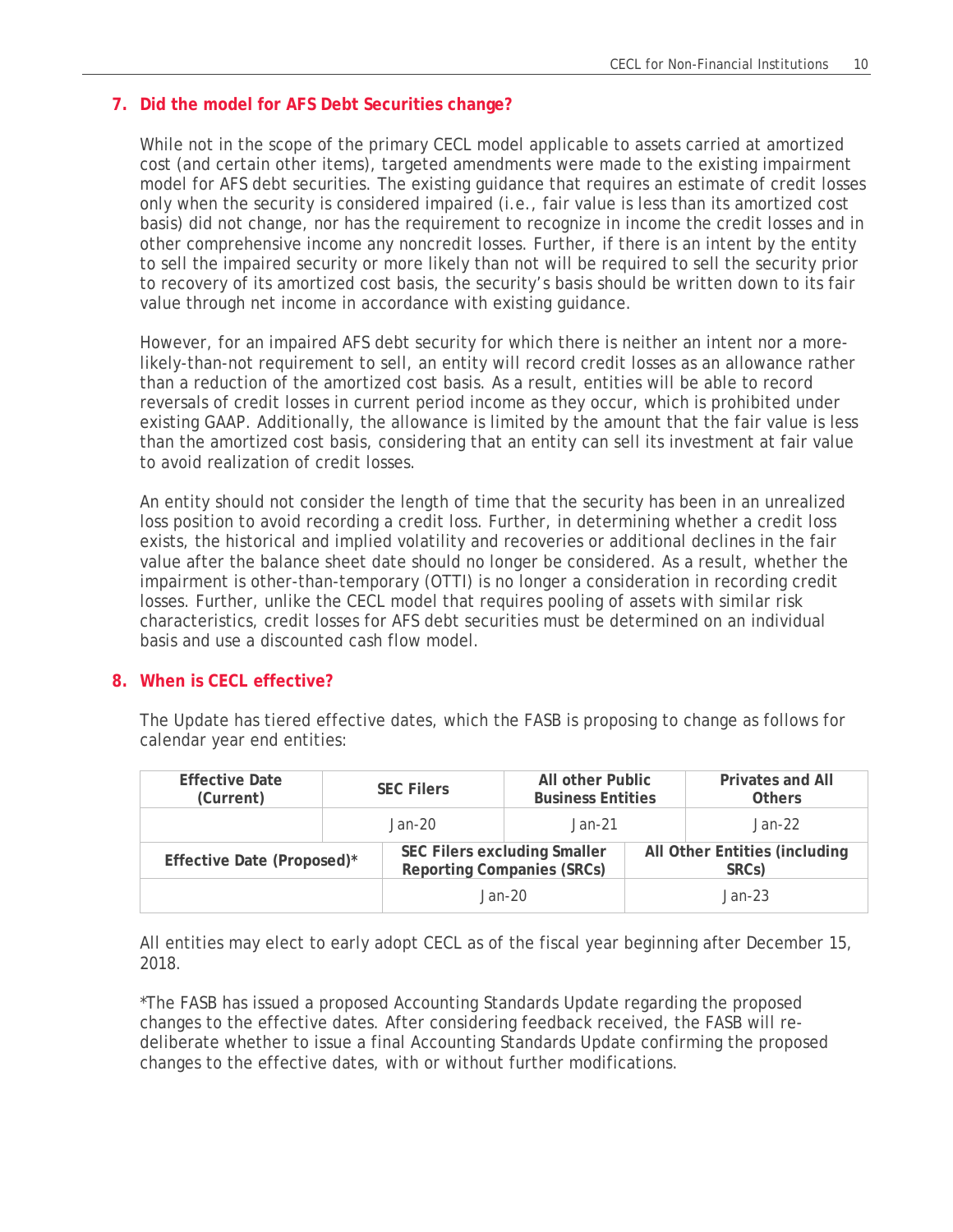## 7. Did the model for AFS Debt Securities change?

While not in the scope of the primary CECL model applicable to assets carried at amortized cost (and certain other items), targeted amendments were made to the existing impairment model for AFS debt securities. The existing guidance that requires an estimate of credit losses only when the security is considered impaired (i.e., fair value is less than its amortized cost basis) did not change, nor has the requirement to recognize in income the credit losses and in other comprehensive income any noncredit losses. Further, if there is an intent by the entity to sell the impaired security or more likely than not will be required to sell the security prior to recovery of its amortized cost basis, the security's basis should be written down to its fair value through net income in accordance with existing guidance.

However, for an impaired AFS debt security for which there is neither an intent nor a more-likely-than-not requirement to sell, an entity will record credit losses as an allowance rather than a reduction of the amortized cost basis. As a result, entities will be able to record reversals of credit losses in current period income as they occur, which is prohibited under existing GAAP. Additionally, the allowance is limited by the amount that the fair value is less than the amortized cost basis, considering that an entity can sell its investment at fair value to avoid realization of credit losses.

An entity should not consider the length of time that the security has been in an unrealized loss position to avoid recording a credit loss. Further, in determining whether a credit loss exists, the historical and implied volatility and recoveries or additional declines in the fair value after the balance sheet date should no longer be considered. As a result, whether the impairment is other-than-temporary (OTTI) is no longer a consideration in recording credit losses. Further, unlike the CECL model that requires pooling of assets with similar risk characteristics, credit losses for AFS debt securities must be determined on an individual basis and use a discounted cash flow model.

## 8. When is CECL effective?

The Update has tiered effective dates, which the FASB is proposing to change as follows for calendar year end entities:

| Effective Date (Current) | SEC Filers | All other Public Business Entities | Privates and All Others |
|---|---|---|---|
| | Jan-20 | Jan-21 | Jan-22 |

| Effective Date (Proposed)* | SEC Filers excluding Smaller Reporting Companies (SRCs) | All Other Entities (including SRCs) |
|---|---|---|
| | Jan-20 | Jan-23 |

All entities may elect to early adopt CECL as of the fiscal year beginning after December 15, 2018.

*The FASB has issued a proposed Accounting Standards Update regarding the proposed changes to the effective dates. After considering feedback received, the FASB will re-deliberate whether to issue a final Accounting Standards Update confirming the proposed changes to the effective dates, with or without further modifications.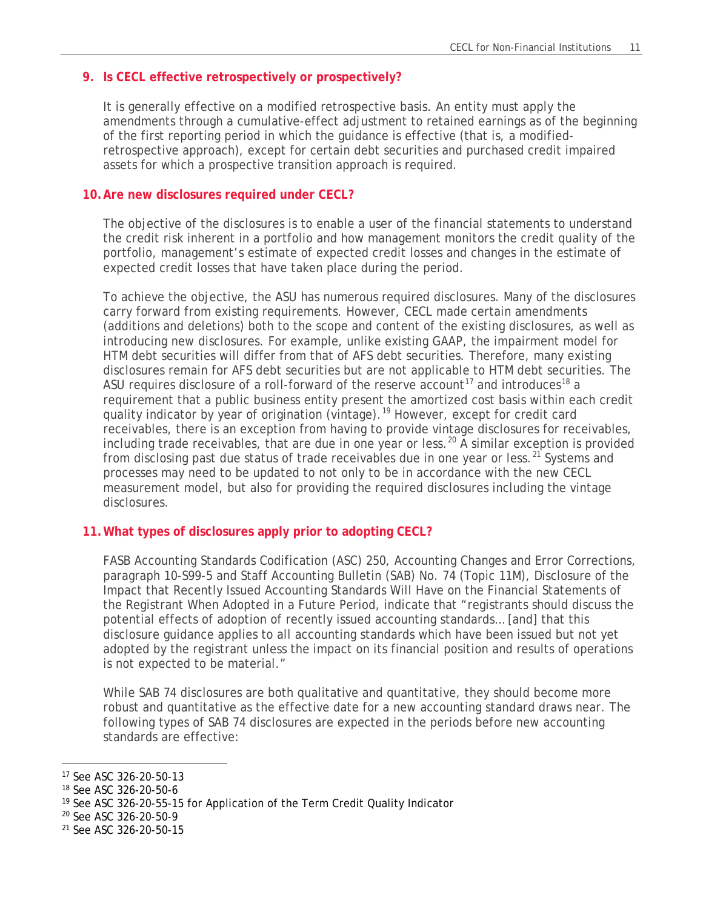### 9. Is CECL effective retrospectively or prospectively?

It is generally effective on a modified retrospective basis. An entity must apply the amendments through a cumulative-effect adjustment to retained earnings as of the beginning of the first reporting period in which the guidance is effective (that is, a modified-retrospective approach), except for certain debt securities and purchased credit impaired assets for which a prospective transition approach is required.

### 10. Are new disclosures required under CECL?

The objective of the disclosures is to enable a user of the financial statements to understand the credit risk inherent in a portfolio and how management monitors the credit quality of the portfolio, management's estimate of expected credit losses and changes in the estimate of expected credit losses that have taken place during the period.

To achieve the objective, the ASU has numerous required disclosures. Many of the disclosures carry forward from existing requirements. However, CECL made certain amendments (additions and deletions) both to the scope and content of the existing disclosures, as well as introducing new disclosures. For example, unlike existing GAAP, the impairment model for HTM debt securities will differ from that of AFS debt securities. Therefore, many existing disclosures remain for AFS debt securities but are not applicable to HTM debt securities. The ASU requires disclosure of a roll-forward of the reserve account[17] and introduces[18] a requirement that a public business entity present the amortized cost basis within each credit quality indicator by year of origination (vintage).[19] However, except for credit card receivables, there is an exception from having to provide vintage disclosures for receivables, including trade receivables, that are due in one year or less.[20] A similar exception is provided from disclosing past due status of trade receivables due in one year or less.[21] Systems and processes may need to be updated to not only to be in accordance with the new CECL measurement model, but also for providing the required disclosures including the vintage disclosures.

### 11. What types of disclosures apply prior to adopting CECL?

FASB Accounting Standards Codification (ASC) 250, Accounting Changes and Error Corrections, paragraph 10-S99-5 and Staff Accounting Bulletin (SAB) No. 74 (Topic 11M), Disclosure of the Impact that Recently Issued Accounting Standards Will Have on the Financial Statements of the Registrant When Adopted in a Future Period, indicate that "registrants should discuss the potential effects of adoption of recently issued accounting standards… [and] that this disclosure guidance applies to all accounting standards which have been issued but not yet adopted by the registrant unless the impact on its financial position and results of operations is not expected to be material."

While SAB 74 disclosures are both qualitative and quantitative, they should become more robust and quantitative as the effective date for a new accounting standard draws near. The following types of SAB 74 disclosures are expected in the periods before new accounting standards are effective:

---

[17] See ASC 326-20-50-13

[18] See ASC 326-20-50-6

[19] See ASC 326-20-55-15 for Application of the Term Credit Quality Indicator

[20] See ASC 326-20-50-9

[21] See ASC 326-20-50-15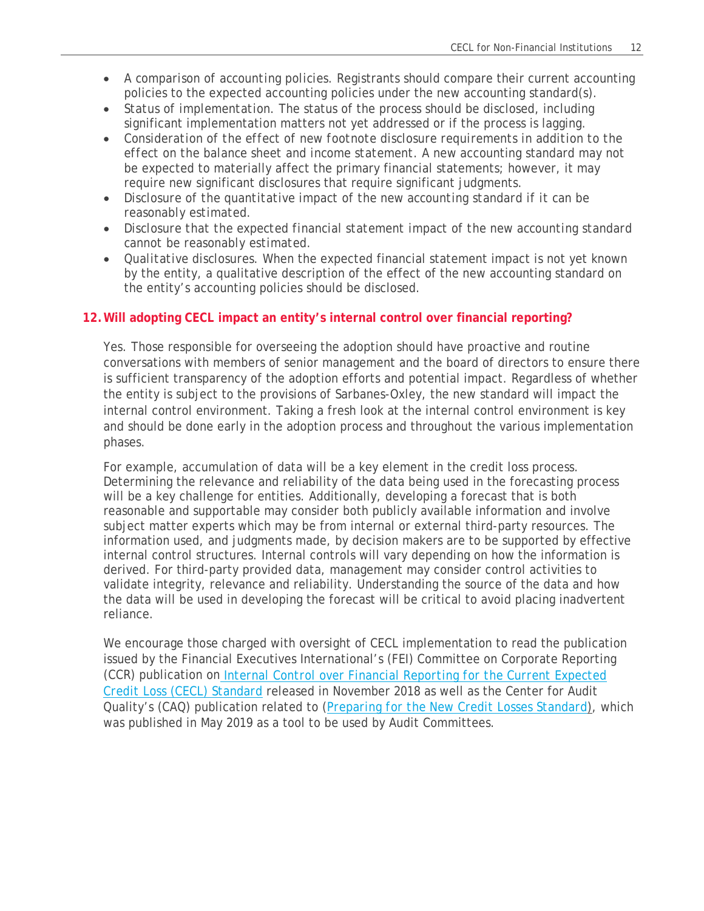- A comparison of accounting policies. Registrants should compare their current accounting policies to the expected accounting policies under the new accounting standard(s).
- Status of implementation. The status of the process should be disclosed, including significant implementation matters not yet addressed or if the process is lagging.
- Consideration of the effect of new footnote disclosure requirements in addition to the effect on the balance sheet and income statement. A new accounting standard may not be expected to materially affect the primary financial statements; however, it may require new significant disclosures that require significant judgments.
- Disclosure of the quantitative impact of the new accounting standard if it can be reasonably estimated.
- Disclosure that the expected financial statement impact of the new accounting standard cannot be reasonably estimated.
- Qualitative disclosures. When the expected financial statement impact is not yet known by the entity, a qualitative description of the effect of the new accounting standard on the entity's accounting policies should be disclosed.

## 12. Will adopting CECL impact an entity's internal control over financial reporting?

Yes. Those responsible for overseeing the adoption should have proactive and routine conversations with members of senior management and the board of directors to ensure there is sufficient transparency of the adoption efforts and potential impact. Regardless of whether the entity is subject to the provisions of Sarbanes-Oxley, the new standard will impact the internal control environment. Taking a fresh look at the internal control environment is key and should be done early in the adoption process and throughout the various implementation phases.

For example, accumulation of data will be a key element in the credit loss process. Determining the relevance and reliability of the data being used in the forecasting process will be a key challenge for entities. Additionally, developing a forecast that is both reasonable and supportable may consider both publicly available information and involve subject matter experts which may be from internal or external third-party resources. The information used, and judgments made, by decision makers are to be supported by effective internal control structures. Internal controls will vary depending on how the information is derived. For third-party provided data, management may consider control activities to validate integrity, relevance and reliability. Understanding the source of the data and how the data will be used in developing the forecast will be critical to avoid placing inadvertent reliance.

We encourage those charged with oversight of CECL implementation to read the publication issued by the Financial Executives International's (FEI) Committee on Corporate Reporting (CCR) publication on Internal Control over Financial Reporting for the Current Expected Credit Loss (CECL) Standard released in November 2018 as well as the Center for Audit Quality's (CAQ) publication related to (Preparing for the New Credit Losses Standard), which was published in May 2019 as a tool to be used by Audit Committees.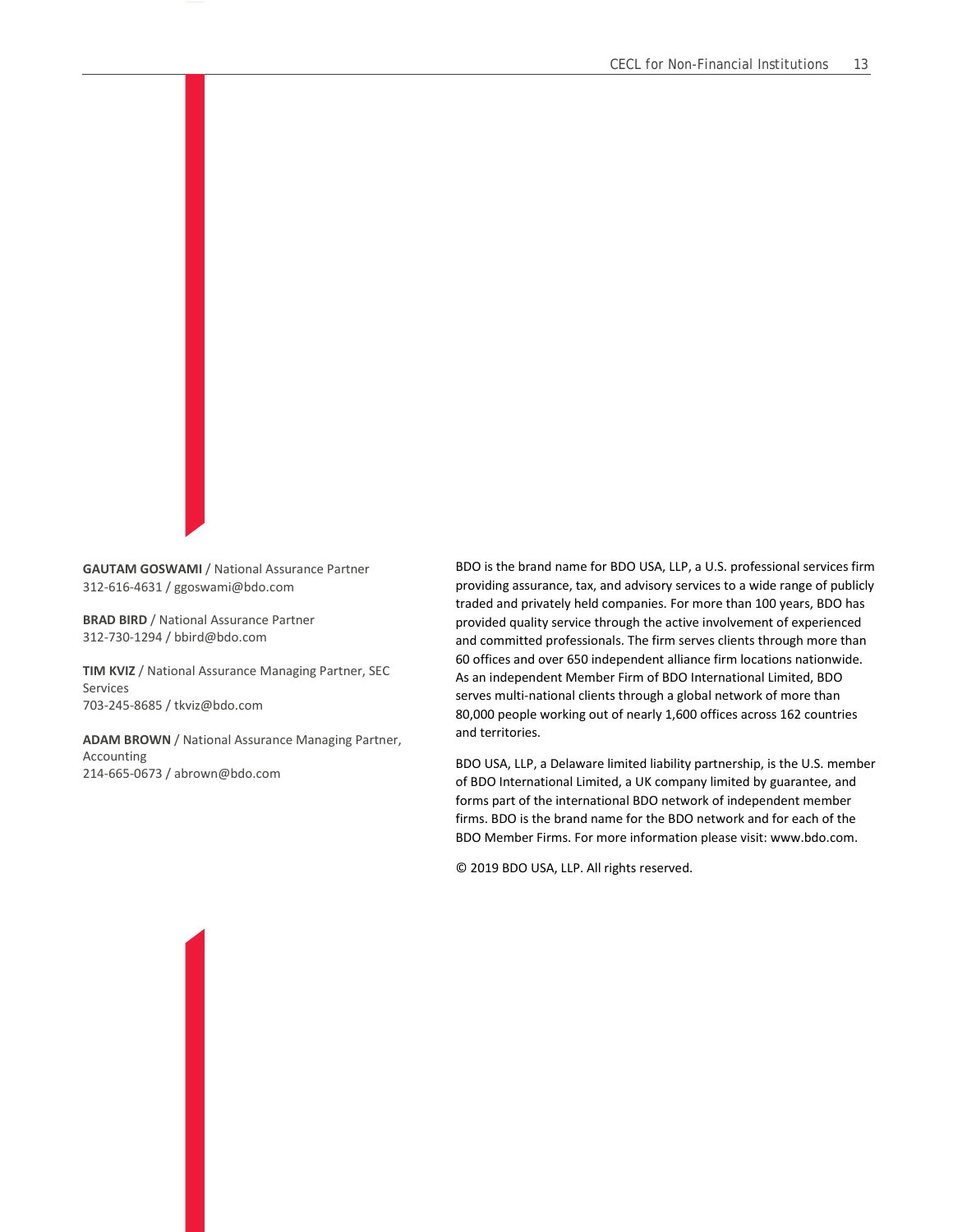**GAUTAM GOSWAMI** / National Assurance Partner
312-616-4631 / ggoswami@bdo.com

**BRAD BIRD** / National Assurance Partner
312-730-1294 / bbird@bdo.com

**TIM KVIZ** / National Assurance Managing Partner, SEC Services
703-245-8685 / tkviz@bdo.com

**ADAM BROWN** / National Assurance Managing Partner, Accounting
214-665-0673 / abrown@bdo.com

BDO is the brand name for BDO USA, LLP, a U.S. professional services firm providing assurance, tax, and advisory services to a wide range of publicly traded and privately held companies. For more than 100 years, BDO has provided quality service through the active involvement of experienced and committed professionals. The firm serves clients through more than 60 offices and over 650 independent alliance firm locations nationwide. As an independent Member Firm of BDO International Limited, BDO serves multi-national clients through a global network of more than 80,000 people working out of nearly 1,600 offices across 162 countries and territories.

BDO USA, LLP, a Delaware limited liability partnership, is the U.S. member of BDO International Limited, a UK company limited by guarantee, and forms part of the international BDO network of independent member firms. BDO is the brand name for the BDO network and for each of the BDO Member Firms. For more information please visit: www.bdo.com.

© 2019 BDO USA, LLP. All rights reserved.